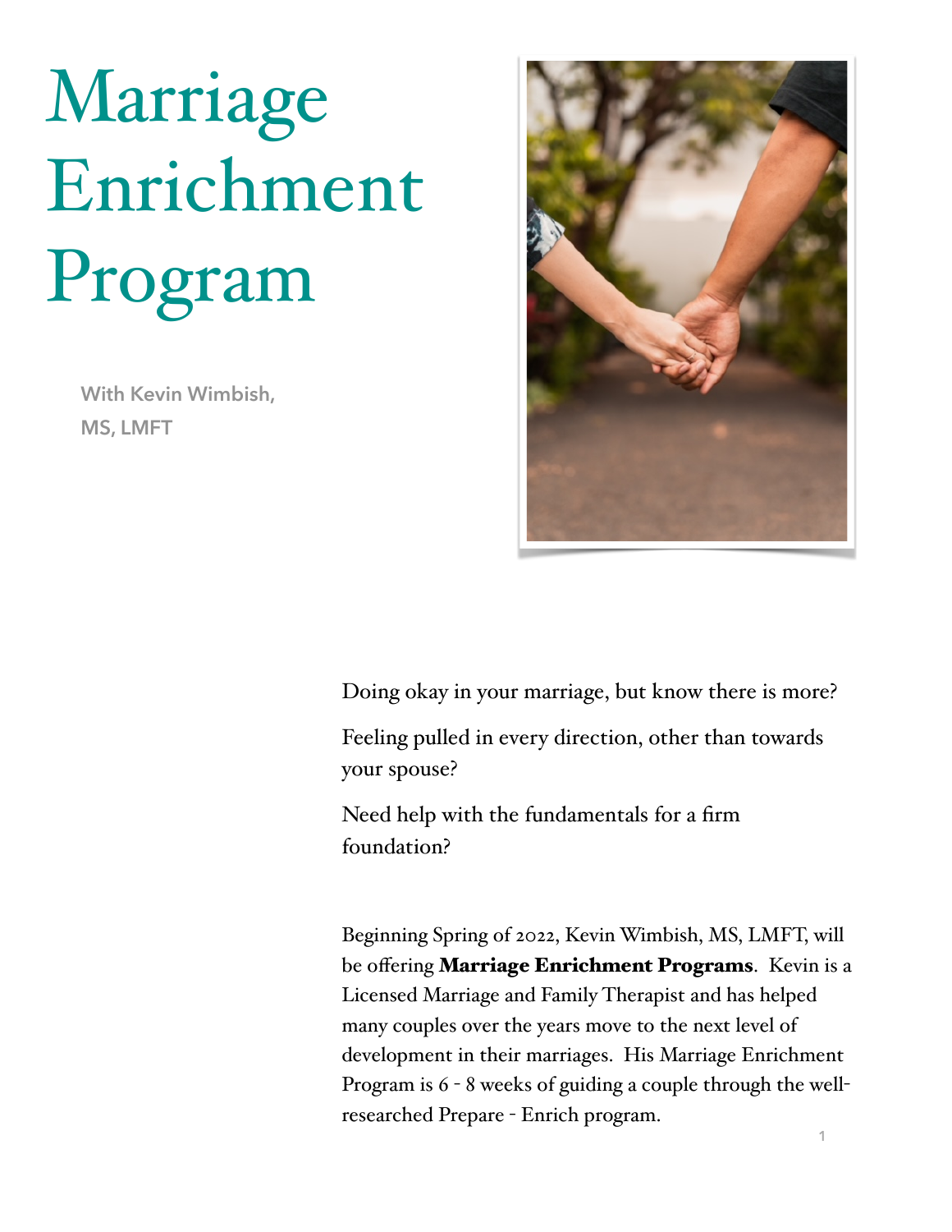# Marriage Enrichment Program

With Kevin Wimbish, MS, LMFT

Doing okay in your marriage, but know there is more?

Feeling pulled in every direction, other than towards your spouse?

Need help with the fundamentals for a firm foundation?

Beginning Spring of 2022, Kevin Wimbish, MS, LMFT, will be offering **Marriage Enrichment Programs**. Kevin is a Licensed Marriage and Family Therapist and has helped many couples over the years move to the next level of development in their marriages. His Marriage Enrichment Program is 6 - 8 weeks of guiding a couple through the well-researched Prepare - Enrich program.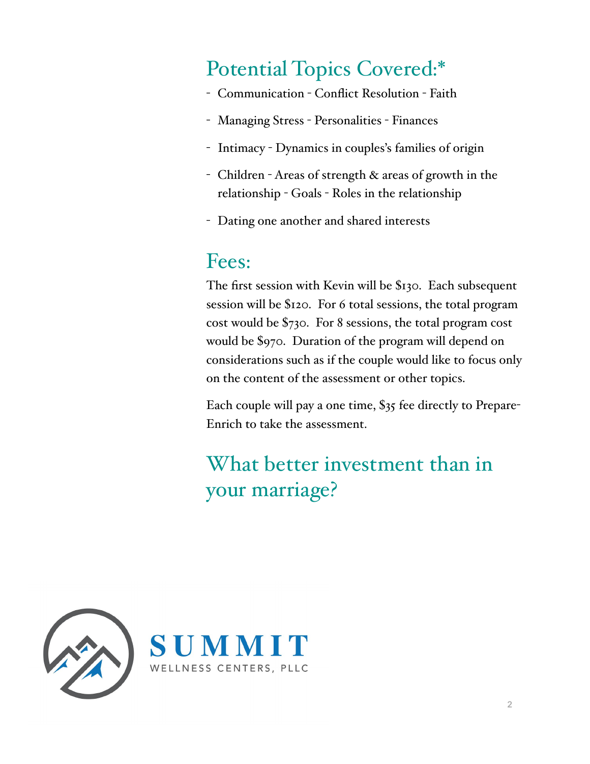## Potential Topics Covered:*

- Communication - Conflict Resolution - Faith
- Managing Stress - Personalities - Finances
- Intimacy - Dynamics in couples's families of origin
- Children - Areas of strength & areas of growth in the relationship - Goals - Roles in the relationship
- Dating one another and shared interests

## Fees:

The first session with Kevin will be $130. Each subsequent session will be $120. For 6 total sessions, the total program cost would be $730. For 8 sessions, the total program cost would be $970. Duration of the program will depend on considerations such as if the couple would like to focus only on the content of the assessment or other topics.

Each couple will pay a one time, $35 fee directly to Prepare-Enrich to take the assessment.

## What better investment than in your marriage?

**SUMMIT**
WELLNESS CENTERS, PLLC